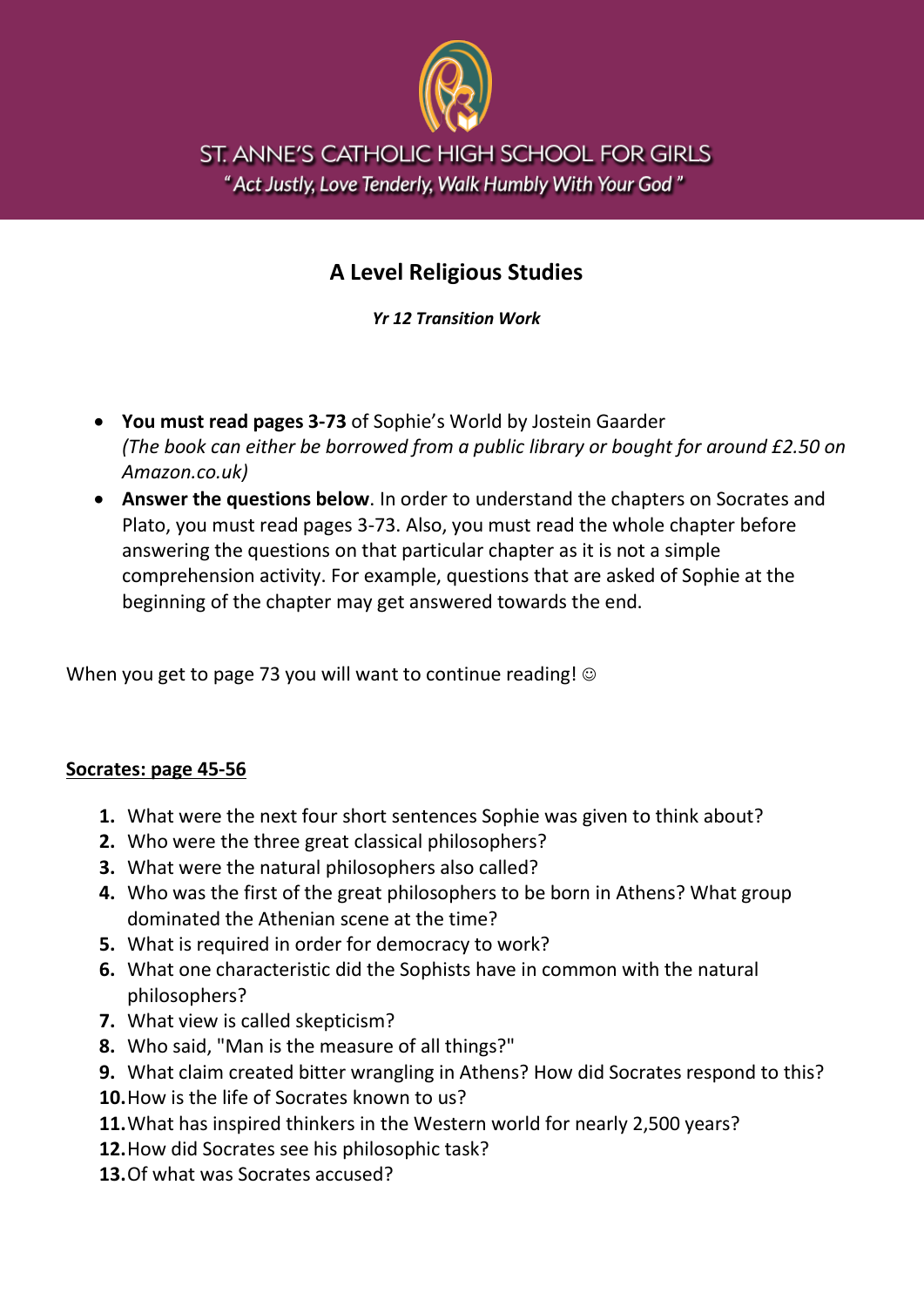ST. ANNE'S CATHOLIC HIGH SCHOOL FOR GIRLS

*"Act Justly, Love Tenderly, Walk Humbly With Your God"*

# A Level Religious Studies

***Yr 12 Transition Work***

- **You must read pages 3-73** of Sophie's World by Jostein Gaarder
  *(The book can either be borrowed from a public library or bought for around £2.50 on Amazon.co.uk)*
- **Answer the questions below**. In order to understand the chapters on Socrates and Plato, you must read pages 3-73. Also, you must read the whole chapter before answering the questions on that particular chapter as it is not a simple comprehension activity. For example, questions that are asked of Sophie at the beginning of the chapter may get answered towards the end.

When you get to page 73 you will want to continue reading! ☺

## <u>Socrates: page 45-56</u>

1. What were the next four short sentences Sophie was given to think about?
2. Who were the three great classical philosophers?
3. What were the natural philosophers also called?
4. Who was the first of the great philosophers to be born in Athens? What group dominated the Athenian scene at the time?
5. What is required in order for democracy to work?
6. What one characteristic did the Sophists have in common with the natural philosophers?
7. What view is called skepticism?
8. Who said, "Man is the measure of all things?"
9. What claim created bitter wrangling in Athens? How did Socrates respond to this?
10. How is the life of Socrates known to us?
11. What has inspired thinkers in the Western world for nearly 2,500 years?
12. How did Socrates see his philosophic task?
13. Of what was Socrates accused?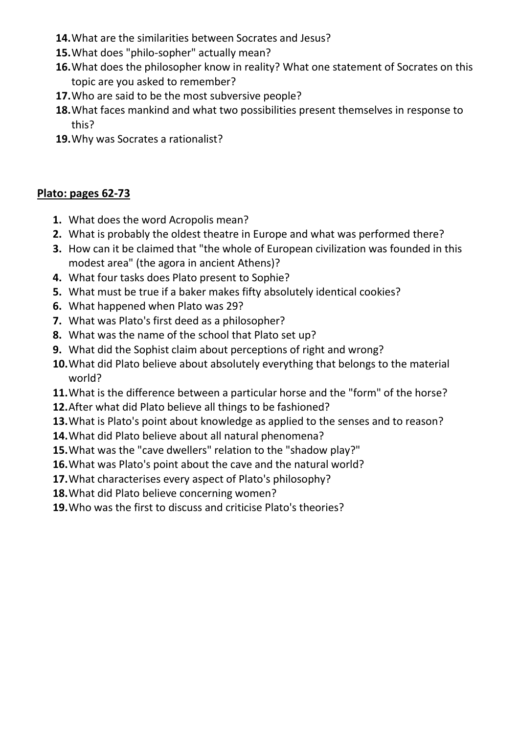14. What are the similarities between Socrates and Jesus?
15. What does "philo-sopher" actually mean?
16. What does the philosopher know in reality? What one statement of Socrates on this topic are you asked to remember?
17. Who are said to be the most subversive people?
18. What faces mankind and what two possibilities present themselves in response to this?
19. Why was Socrates a rationalist?

**Plato: pages 62-73**

1. What does the word Acropolis mean?
2. What is probably the oldest theatre in Europe and what was performed there?
3. How can it be claimed that "the whole of European civilization was founded in this modest area" (the agora in ancient Athens)?
4. What four tasks does Plato present to Sophie?
5. What must be true if a baker makes fifty absolutely identical cookies?
6. What happened when Plato was 29?
7. What was Plato's first deed as a philosopher?
8. What was the name of the school that Plato set up?
9. What did the Sophist claim about perceptions of right and wrong?
10. What did Plato believe about absolutely everything that belongs to the material world?
11. What is the difference between a particular horse and the "form" of the horse?
12. After what did Plato believe all things to be fashioned?
13. What is Plato's point about knowledge as applied to the senses and to reason?
14. What did Plato believe about all natural phenomena?
15. What was the "cave dwellers" relation to the "shadow play?"
16. What was Plato's point about the cave and the natural world?
17. What characterises every aspect of Plato's philosophy?
18. What did Plato believe concerning women?
19. Who was the first to discuss and criticise Plato's theories?